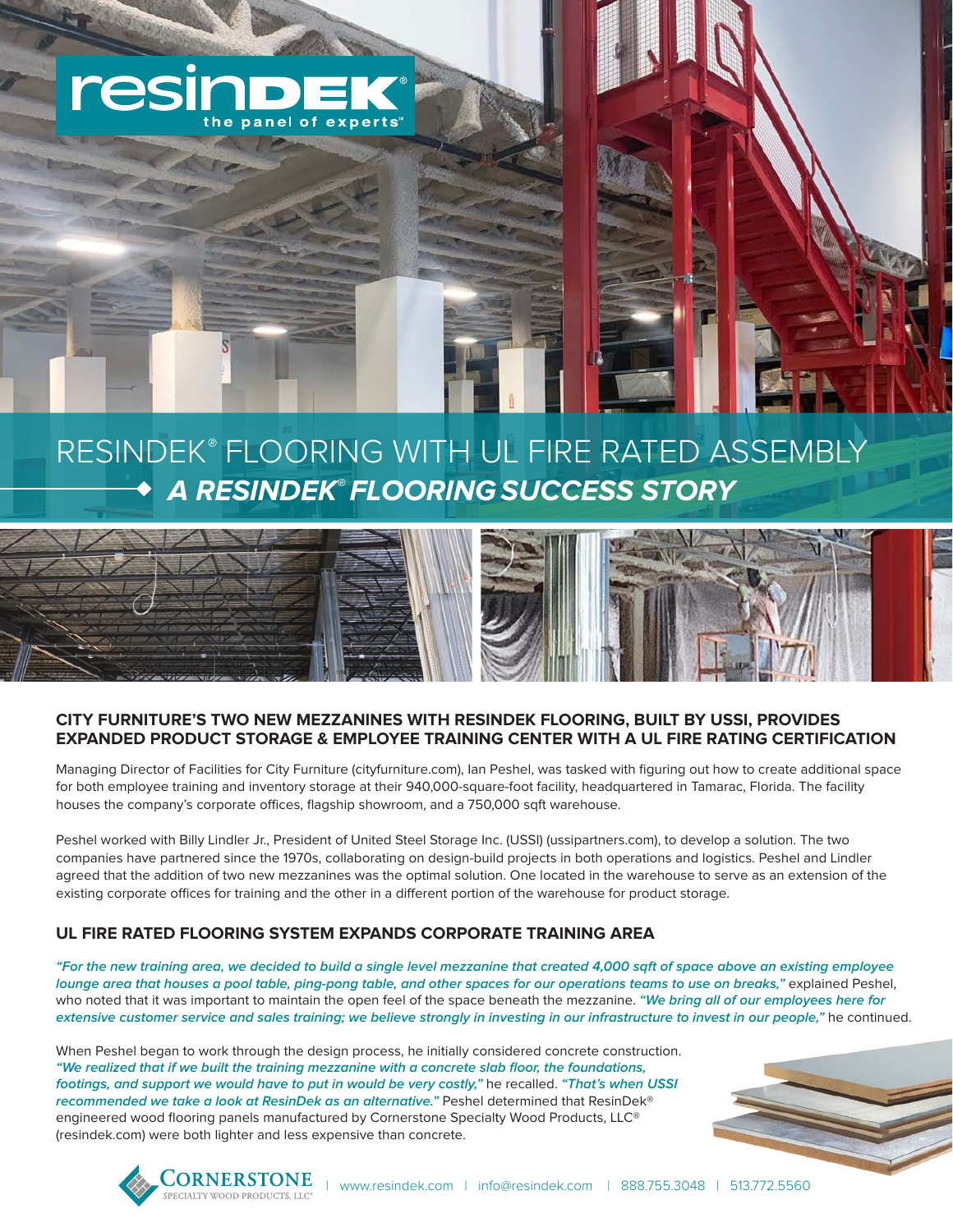# RESINDEK® FLOORING WITH UL FIRE RATED ASSEMBLY

## *A RESINDEK® FLOORING SUCCESS STORY*

### CITY FURNITURE'S TWO NEW MEZZANINES WITH RESINDEK FLOORING, BUILT BY USSI, PROVIDES EXPANDED PRODUCT STORAGE & EMPLOYEE TRAINING CENTER WITH A UL FIRE RATING CERTIFICATION

Managing Director of Facilities for City Furniture (cityfurniture.com), Ian Peshel, was tasked with figuring out how to create additional space for both employee training and inventory storage at their 940,000-square-foot facility, headquartered in Tamarac, Florida. The facility houses the company's corporate offices, flagship showroom, and a 750,000 sqft warehouse.

Peshel worked with Billy Lindler Jr., President of United Steel Storage Inc. (USSI) (ussipartners.com), to develop a solution. The two companies have partnered since the 1970s, collaborating on design-build projects in both operations and logistics. Peshel and Lindler agreed that the addition of two new mezzanines was the optimal solution. One located in the warehouse to serve as an extension of the existing corporate offices for training and the other in a different portion of the warehouse for product storage.

### UL FIRE RATED FLOORING SYSTEM EXPANDS CORPORATE TRAINING AREA

***"For the new training area, we decided to build a single level mezzanine that created 4,000 sqft of space above an existing employee lounge area that houses a pool table, ping-pong table, and other spaces for our operations teams to use on breaks,"*** explained Peshel, who noted that it was important to maintain the open feel of the space beneath the mezzanine. ***"We bring all of our employees here for extensive customer service and sales training; we believe strongly in investing in our infrastructure to invest in our people,"*** he continued.

When Peshel began to work through the design process, he initially considered concrete construction. ***"We realized that if we built the training mezzanine with a concrete slab floor, the foundations, footings, and support we would have to put in would be very costly,"*** he recalled. ***"That's when USSI recommended we take a look at ResinDek as an alternative."*** Peshel determined that ResinDek® engineered wood flooring panels manufactured by Cornerstone Specialty Wood Products, LLC® (resindek.com) were both lighter and less expensive than concrete.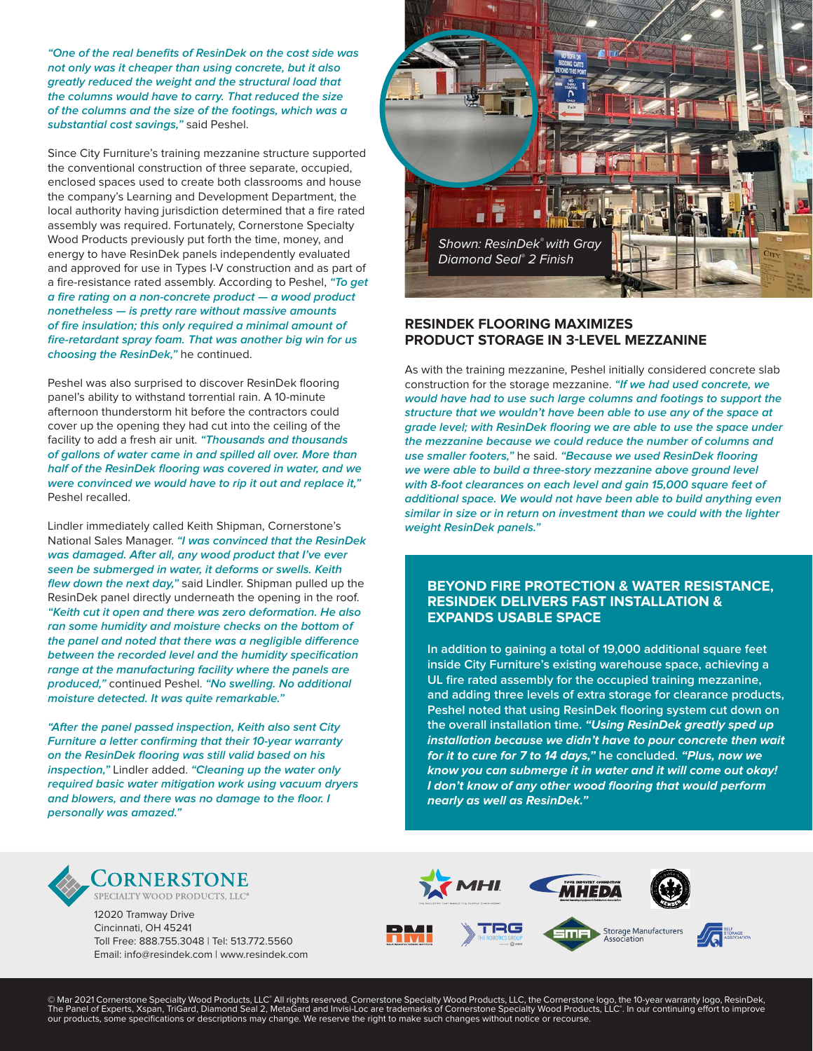***"One of the real benefits of ResinDek on the cost side was not only was it cheaper than using concrete, but it also greatly reduced the weight and the structural load that the columns would have to carry. That reduced the size of the columns and the size of the footings, which was a substantial cost savings,"*** said Peshel.

Since City Furniture's training mezzanine structure supported the conventional construction of three separate, occupied, enclosed spaces used to create both classrooms and house the company's Learning and Development Department, the local authority having jurisdiction determined that a fire rated assembly was required. Fortunately, Cornerstone Specialty Wood Products previously put forth the time, money, and energy to have ResinDek panels independently evaluated and approved for use in Types I-V construction and as part of a fire-resistance rated assembly. According to Peshel, ***"To get a fire rating on a non-concrete product — a wood product nonetheless — is pretty rare without massive amounts of fire insulation; this only required a minimal amount of fire-retardant spray foam. That was another big win for us choosing the ResinDek,"*** he continued.

Peshel was also surprised to discover ResinDek flooring panel's ability to withstand torrential rain. A 10-minute afternoon thunderstorm hit before the contractors could cover up the opening they had cut into the ceiling of the facility to add a fresh air unit. ***"Thousands and thousands of gallons of water came in and spilled all over. More than half of the ResinDek flooring was covered in water, and we were convinced we would have to rip it out and replace it,"*** Peshel recalled.

Lindler immediately called Keith Shipman, Cornerstone's National Sales Manager. ***"I was convinced that the ResinDek was damaged. After all, any wood product that I've ever seen be submerged in water, it deforms or swells. Keith flew down the next day,"*** said Lindler. Shipman pulled up the ResinDek panel directly underneath the opening in the roof. ***"Keith cut it open and there was zero deformation. He also ran some humidity and moisture checks on the bottom of the panel and noted that there was a negligible difference between the recorded level and the humidity specification range at the manufacturing facility where the panels are produced,"*** continued Peshel. ***"No swelling. No additional moisture detected. It was quite remarkable."***

***"After the panel passed inspection, Keith also sent City Furniture a letter confirming that their 10-year warranty on the ResinDek flooring was still valid based on his inspection,"*** Lindler added. ***"Cleaning up the water only required basic water mitigation work using vacuum dryers and blowers, and there was no damage to the floor. I personally was amazed."***

*Shown: ResinDek® with Gray Diamond Seal® 2 Finish*

## RESINDEK FLOORING MAXIMIZES PRODUCT STORAGE IN 3-LEVEL MEZZANINE

As with the training mezzanine, Peshel initially considered concrete slab construction for the storage mezzanine. ***"If we had used concrete, we would have had to use such large columns and footings to support the structure that we wouldn't have been able to use any of the space at grade level; with ResinDek flooring we are able to use the space under the mezzanine because we could reduce the number of columns and use smaller footers,"*** he said. ***"Because we used ResinDek flooring we were able to build a three-story mezzanine above ground level with 8-foot clearances on each level and gain 15,000 square feet of additional space. We would not have been able to build anything even similar in size or in return on investment than we could with the lighter weight ResinDek panels."***

## BEYOND FIRE PROTECTION & WATER RESISTANCE, RESINDEK DELIVERS FAST INSTALLATION & EXPANDS USABLE SPACE

**In addition to gaining a total of 19,000 additional square feet inside City Furniture's existing warehouse space, achieving a UL fire rated assembly for the occupied training mezzanine, and adding three levels of extra storage for clearance products, Peshel noted that using ResinDek flooring system cut down on the overall installation time. *"Using ResinDek greatly sped up installation because we didn't have to pour concrete then wait for it to cure for 7 to 14 days,"* he concluded. *"Plus, now we know you can submerge it in water and it will come out okay! I don't know of any other wood flooring that would perform nearly as well as ResinDek."***

**CORNERSTONE**
SPECIALTY WOOD PRODUCTS, LLC®

12020 Tramway Drive
Cincinnati, OH 45241
Toll Free: 888.755.3048 | Tel: 513.772.5560
Email: info@resindek.com | www.resindek.com

MHI | MHEDA | RMI | TRG | SMA Storage Manufacturers Association | Self Storage Association

© Mar 2021 Cornerstone Specialty Wood Products, LLC® All rights reserved. Cornerstone Specialty Wood Products, LLC, the Cornerstone logo, the 10-year warranty logo, ResinDek, The Panel of Experts, Xspan, TriGard, Diamond Seal 2, MetaGard and Invisi-Loc are trademarks of Cornerstone Specialty Wood Products, LLC®. In our continuing effort to improve our products, some specifications or descriptions may change. We reserve the right to make such changes without notice or recourse.